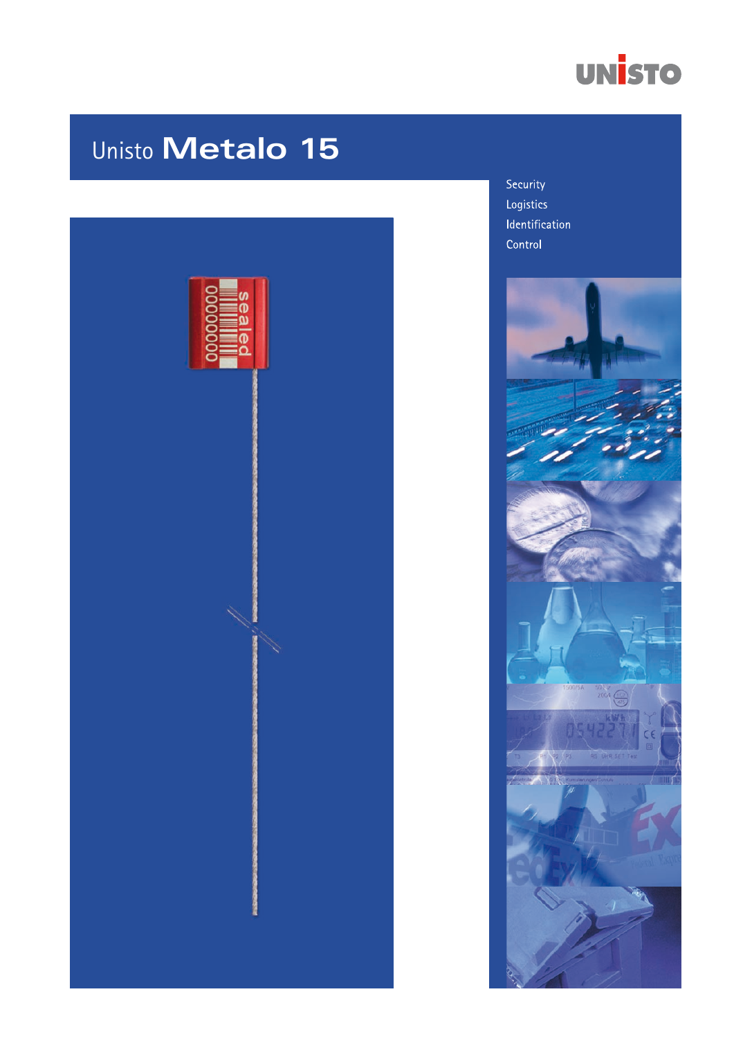UNISTO

# Unisto Metalo 15

Security

Logistics

Identification

Control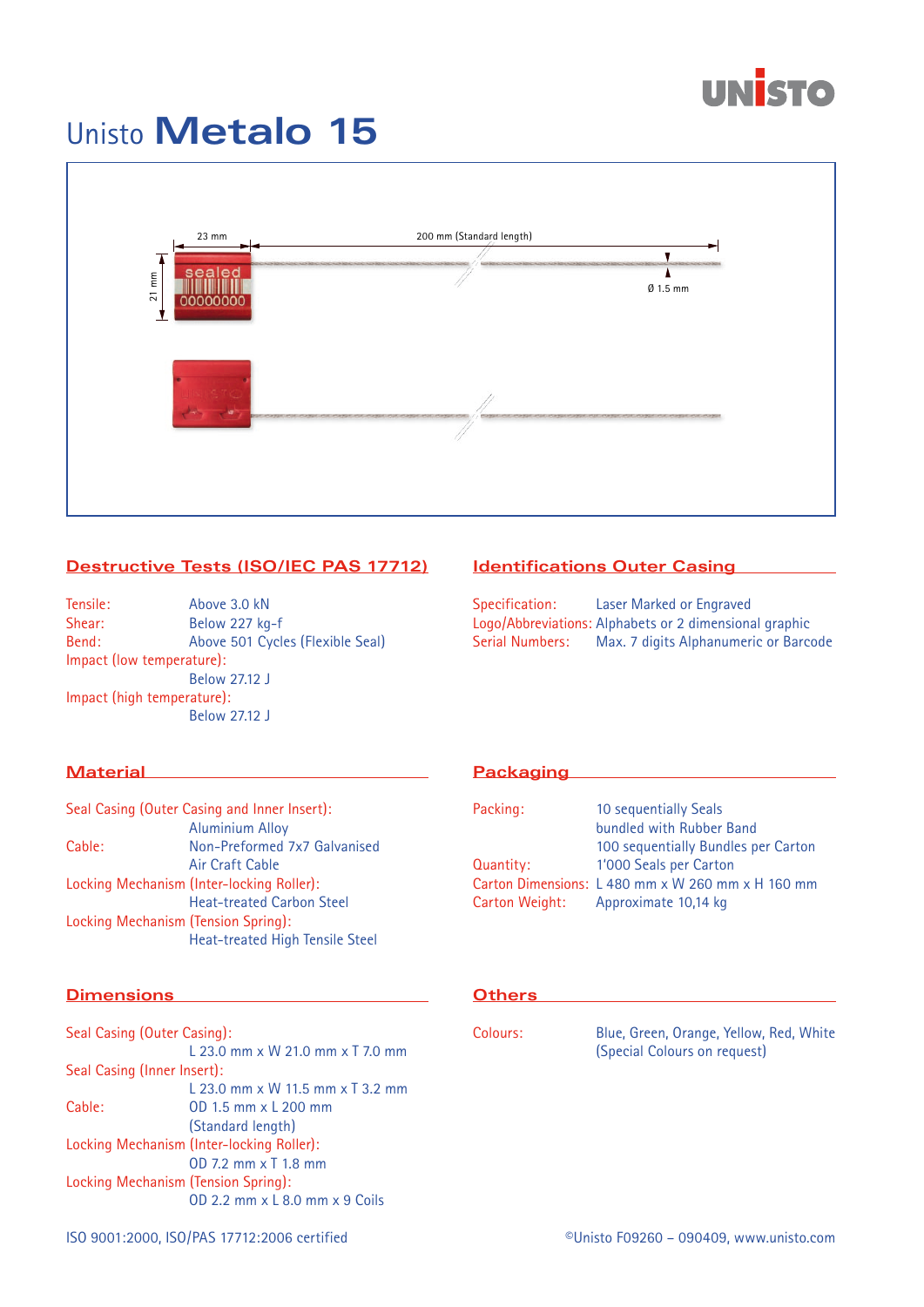UNISTO

# Unisto Metalo 15

23 mm

200 mm (Standard length)

21 mm

Ø 1.5 mm

## Destructive Tests (ISO/IEC PAS 17712)

Tensile: Above 3.0 kN
Shear: Below 227 kg-f
Bend: Above 501 Cycles (Flexible Seal)
Impact (low temperature):
Below 27.12 J
Impact (high temperature):
Below 27.12 J

## Identifications Outer Casing

Specification: Laser Marked or Engraved
Logo/Abbreviations: Alphabets or 2 dimensional graphic
Serial Numbers: Max. 7 digits Alphanumeric or Barcode

## Material

Seal Casing (Outer Casing and Inner Insert):
Aluminium Alloy
Cable: Non-Preformed 7x7 Galvanised
Air Craft Cable
Locking Mechanism (Inter-locking Roller):
Heat-treated Carbon Steel
Locking Mechanism (Tension Spring):
Heat-treated High Tensile Steel

## Packaging

Packing: 10 sequentially Seals
bundled with Rubber Band
100 sequentially Bundles per Carton
Quantity: 1'000 Seals per Carton
Carton Dimensions: L 480 mm x W 260 mm x H 160 mm
Carton Weight: Approximate 10,14 kg

## Dimensions

Seal Casing (Outer Casing):
L 23.0 mm x W 21.0 mm x T 7.0 mm
Seal Casing (Inner Insert):
L 23.0 mm x W 11.5 mm x T 3.2 mm
Cable: OD 1.5 mm x L 200 mm
(Standard length)
Locking Mechanism (Inter-locking Roller):
OD 7.2 mm x T 1.8 mm
Locking Mechanism (Tension Spring):
OD 2.2 mm x L 8.0 mm x 9 Coils

## Others

Colours: Blue, Green, Orange, Yellow, Red, White
(Special Colours on request)

ISO 9001:2000, ISO/PAS 17712:2006 certified

©Unisto F09260 – 090409, www.unisto.com